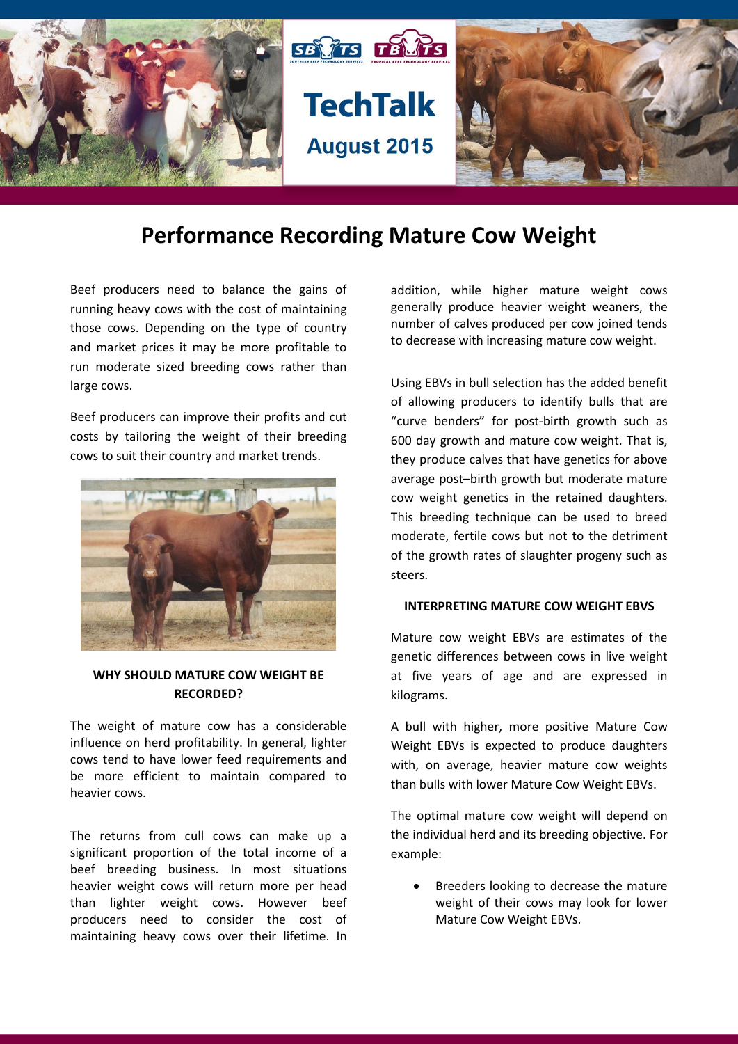TechTalk

August 2015

# Performance Recording Mature Cow Weight

Beef producers need to balance the gains of running heavy cows with the cost of maintaining those cows. Depending on the type of country and market prices it may be more profitable to run moderate sized breeding cows rather than large cows.

Beef producers can improve their profits and cut costs by tailoring the weight of their breeding cows to suit their country and market trends.

### WHY SHOULD MATURE COW WEIGHT BE RECORDED?

The weight of mature cow has a considerable influence on herd profitability. In general, lighter cows tend to have lower feed requirements and be more efficient to maintain compared to heavier cows.

The returns from cull cows can make up a significant proportion of the total income of a beef breeding business. In most situations heavier weight cows will return more per head than lighter weight cows. However beef producers need to consider the cost of maintaining heavy cows over their lifetime. In addition, while higher mature weight cows generally produce heavier weight weaners, the number of calves produced per cow joined tends to decrease with increasing mature cow weight.

Using EBVs in bull selection has the added benefit of allowing producers to identify bulls that are "curve benders" for post-birth growth such as 600 day growth and mature cow weight. That is, they produce calves that have genetics for above average post–birth growth but moderate mature cow weight genetics in the retained daughters. This breeding technique can be used to breed moderate, fertile cows but not to the detriment of the growth rates of slaughter progeny such as steers.

### INTERPRETING MATURE COW WEIGHT EBVS

Mature cow weight EBVs are estimates of the genetic differences between cows in live weight at five years of age and are expressed in kilograms.

A bull with higher, more positive Mature Cow Weight EBVs is expected to produce daughters with, on average, heavier mature cow weights than bulls with lower Mature Cow Weight EBVs.

The optimal mature cow weight will depend on the individual herd and its breeding objective. For example:

- Breeders looking to decrease the mature weight of their cows may look for lower Mature Cow Weight EBVs.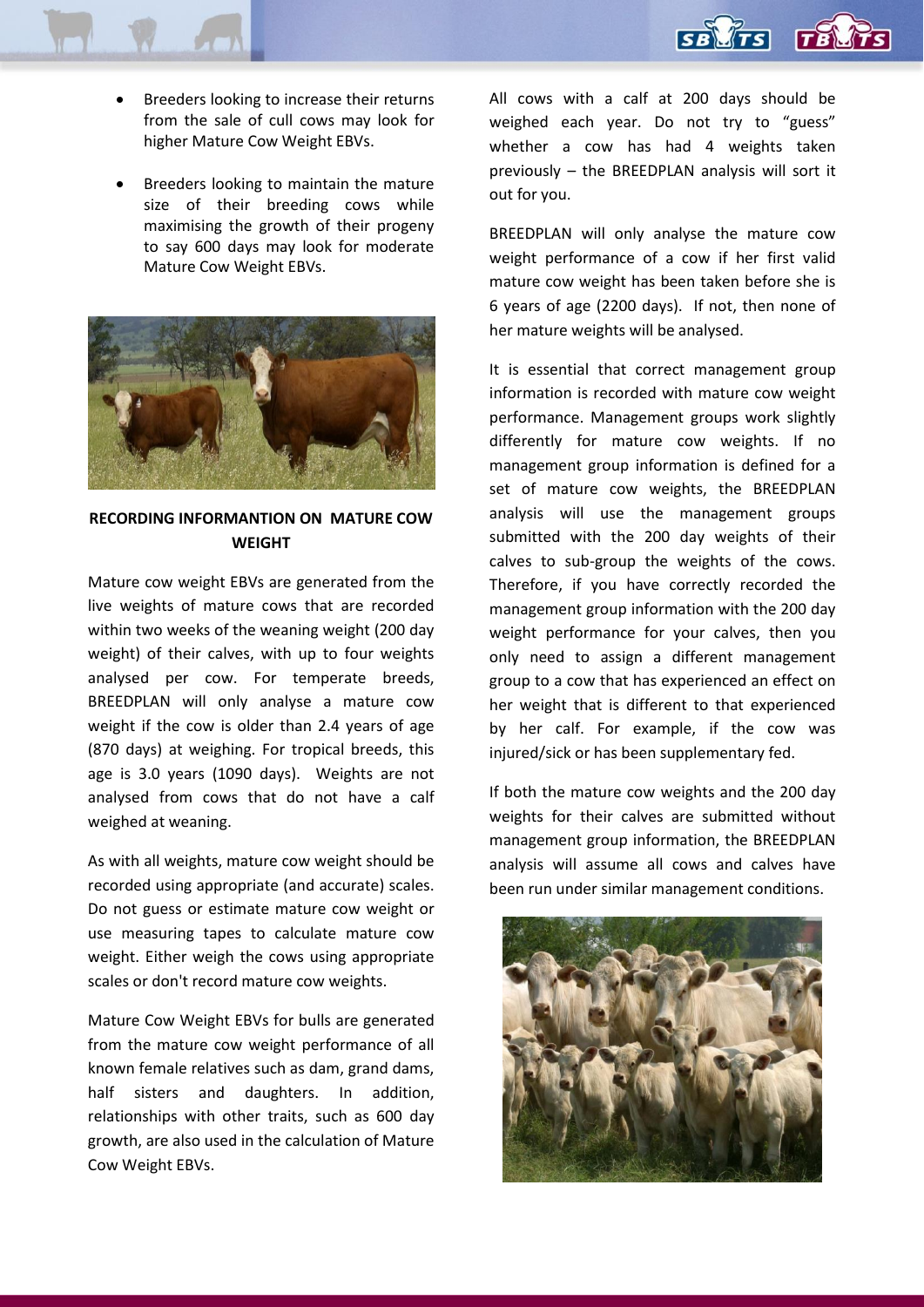- Breeders looking to increase their returns from the sale of cull cows may look for higher Mature Cow Weight EBVs.
- Breeders looking to maintain the mature size of their breeding cows while maximising the growth of their progeny to say 600 days may look for moderate Mature Cow Weight EBVs.

## RECORDING INFORMANTION ON MATURE COW WEIGHT

Mature cow weight EBVs are generated from the live weights of mature cows that are recorded within two weeks of the weaning weight (200 day weight) of their calves, with up to four weights analysed per cow. For temperate breeds, BREEDPLAN will only analyse a mature cow weight if the cow is older than 2.4 years of age (870 days) at weighing. For tropical breeds, this age is 3.0 years (1090 days). Weights are not analysed from cows that do not have a calf weighed at weaning.

As with all weights, mature cow weight should be recorded using appropriate (and accurate) scales. Do not guess or estimate mature cow weight or use measuring tapes to calculate mature cow weight. Either weigh the cows using appropriate scales or don't record mature cow weights.

Mature Cow Weight EBVs for bulls are generated from the mature cow weight performance of all known female relatives such as dam, grand dams, half sisters and daughters. In addition, relationships with other traits, such as 600 day growth, are also used in the calculation of Mature Cow Weight EBVs.

All cows with a calf at 200 days should be weighed each year. Do not try to "guess" whether a cow has had 4 weights taken previously – the BREEDPLAN analysis will sort it out for you.

BREEDPLAN will only analyse the mature cow weight performance of a cow if her first valid mature cow weight has been taken before she is 6 years of age (2200 days). If not, then none of her mature weights will be analysed.

It is essential that correct management group information is recorded with mature cow weight performance. Management groups work slightly differently for mature cow weights. If no management group information is defined for a set of mature cow weights, the BREEDPLAN analysis will use the management groups submitted with the 200 day weights of their calves to sub-group the weights of the cows. Therefore, if you have correctly recorded the management group information with the 200 day weight performance for your calves, then you only need to assign a different management group to a cow that has experienced an effect on her weight that is different to that experienced by her calf. For example, if the cow was injured/sick or has been supplementary fed.

If both the mature cow weights and the 200 day weights for their calves are submitted without management group information, the BREEDPLAN analysis will assume all cows and calves have been run under similar management conditions.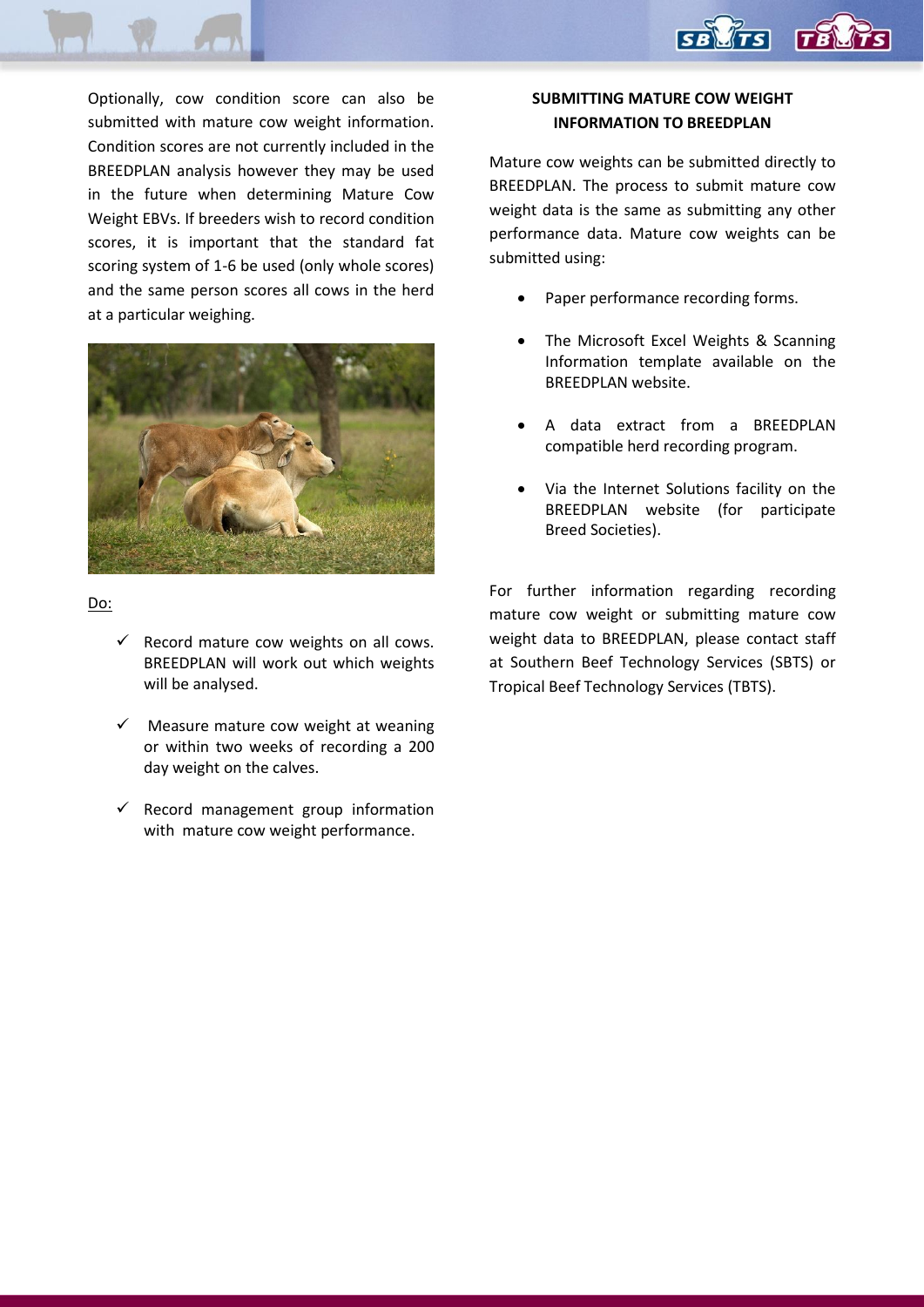Optionally, cow condition score can also be submitted with mature cow weight information. Condition scores are not currently included in the BREEDPLAN analysis however they may be used in the future when determining Mature Cow Weight EBVs. If breeders wish to record condition scores, it is important that the standard fat scoring system of 1-6 be used (only whole scores) and the same person scores all cows in the herd at a particular weighing.

Do:

- ✓ Record mature cow weights on all cows. BREEDPLAN will work out which weights will be analysed.
- ✓ Measure mature cow weight at weaning or within two weeks of recording a 200 day weight on the calves.
- ✓ Record management group information with mature cow weight performance.

## SUBMITTING MATURE COW WEIGHT INFORMATION TO BREEDPLAN

Mature cow weights can be submitted directly to BREEDPLAN. The process to submit mature cow weight data is the same as submitting any other performance data. Mature cow weights can be submitted using:

- Paper performance recording forms.
- The Microsoft Excel Weights & Scanning Information template available on the BREEDPLAN website.
- A data extract from a BREEDPLAN compatible herd recording program.
- Via the Internet Solutions facility on the BREEDPLAN website (for participate Breed Societies).

For further information regarding recording mature cow weight or submitting mature cow weight data to BREEDPLAN, please contact staff at Southern Beef Technology Services (SBTS) or Tropical Beef Technology Services (TBTS).